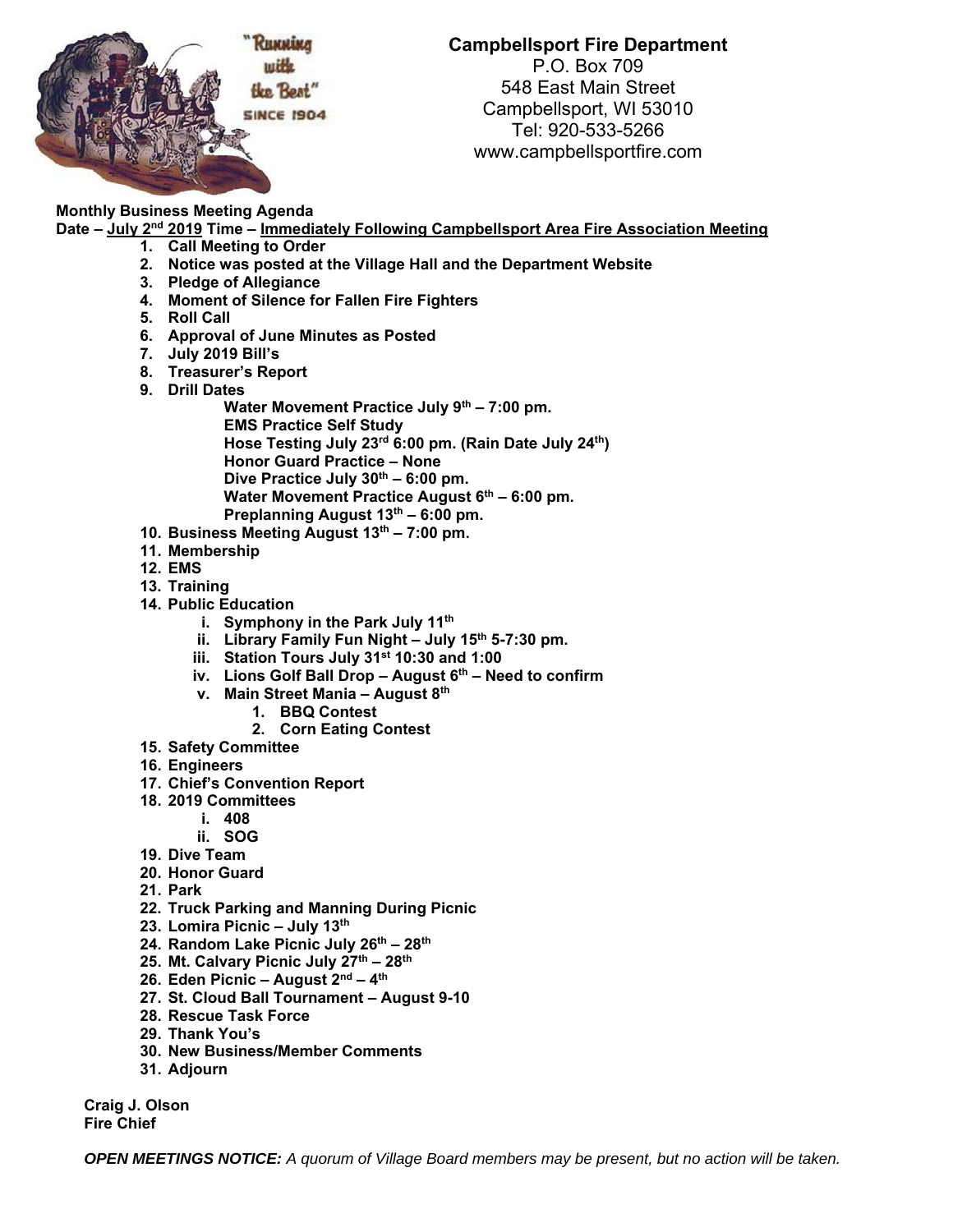"Running with the Best" SINCE 1904

**Campbellsport Fire Department**
P.O. Box 709
548 East Main Street
Campbellsport, WI 53010
Tel: 920-533-5266
www.campbellsportfire.com

**Monthly Business Meeting Agenda**
**Date – July 2nd 2019 Time – Immediately Following Campbellsport Area Fire Association Meeting**

1. **Call Meeting to Order**
2. **Notice was posted at the Village Hall and the Department Website**
3. **Pledge of Allegiance**
4. **Moment of Silence for Fallen Fire Fighters**
5. **Roll Call**
6. **Approval of June Minutes as Posted**
7. **July 2019 Bill's**
8. **Treasurer's Report**
9. **Drill Dates**
   - **Water Movement Practice July 9th – 7:00 pm.**
   - **EMS Practice Self Study**
   - **Hose Testing July 23rd 6:00 pm. (Rain Date July 24th)**
   - **Honor Guard Practice – None**
   - **Dive Practice July 30th – 6:00 pm.**
   - **Water Movement Practice August 6th – 6:00 pm.**
   - **Preplanning August 13th – 6:00 pm.**
10. **Business Meeting August 13th – 7:00 pm.**
11. **Membership**
12. **EMS**
13. **Training**
14. **Public Education**
    - i. **Symphony in the Park July 11th**
    - ii. **Library Family Fun Night – July 15th 5-7:30 pm.**
    - iii. **Station Tours July 31st 10:30 and 1:00**
    - iv. **Lions Golf Ball Drop – August 6th – Need to confirm**
    - v. **Main Street Mania – August 8th**
      1. **BBQ Contest**
      2. **Corn Eating Contest**
15. **Safety Committee**
16. **Engineers**
17. **Chief's Convention Report**
18. **2019 Committees**
    - i. **408**
    - ii. **SOG**
19. **Dive Team**
20. **Honor Guard**
21. **Park**
22. **Truck Parking and Manning During Picnic**
23. **Lomira Picnic – July 13th**
24. **Random Lake Picnic July 26th – 28th**
25. **Mt. Calvary Picnic July 27th – 28th**
26. **Eden Picnic – August 2nd – 4th**
27. **St. Cloud Ball Tournament – August 9-10**
28. **Rescue Task Force**
29. **Thank You's**
30. **New Business/Member Comments**
31. **Adjourn**

**Craig J. Olson**
**Fire Chief**

***OPEN MEETINGS NOTICE:*** *A quorum of Village Board members may be present, but no action will be taken.*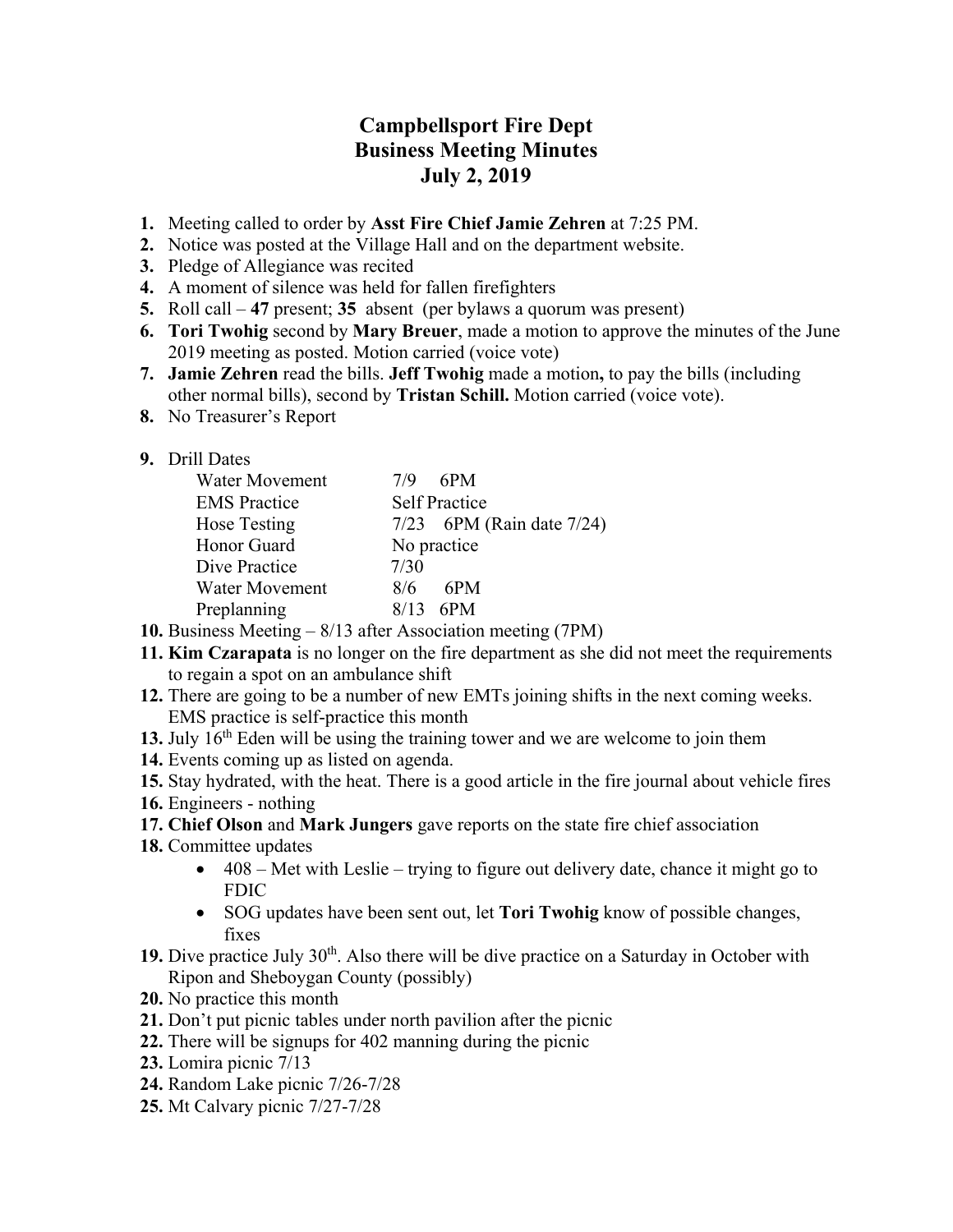# Campbellsport Fire Dept
# Business Meeting Minutes
# July 2, 2019

1. Meeting called to order by **Asst Fire Chief Jamie Zehren** at 7:25 PM.
2. Notice was posted at the Village Hall and on the department website.
3. Pledge of Allegiance was recited
4. A moment of silence was held for fallen firefighters
5. Roll call – **47** present; **35** absent (per bylaws a quorum was present)
6. **Tori Twohig** second by **Mary Breuer**, made a motion to approve the minutes of the June 2019 meeting as posted. Motion carried (voice vote)
7. **Jamie Zehren** read the bills. **Jeff Twohig** made a motion**,** to pay the bills (including other normal bills), second by **Tristan Schill.** Motion carried (voice vote).
8. No Treasurer's Report
9. Drill Dates

| | |
|---|---|
| Water Movement | 7/9 6PM |
| EMS Practice | Self Practice |
| Hose Testing | 7/23 6PM (Rain date 7/24) |
| Honor Guard | No practice |
| Dive Practice | 7/30 |
| Water Movement | 8/6 6PM |
| Preplanning | 8/13 6PM |

10. Business Meeting – 8/13 after Association meeting (7PM)
11. **Kim Czarapata** is no longer on the fire department as she did not meet the requirements to regain a spot on an ambulance shift
12. There are going to be a number of new EMTs joining shifts in the next coming weeks. EMS practice is self-practice this month
13. July 16th Eden will be using the training tower and we are welcome to join them
14. Events coming up as listed on agenda.
15. Stay hydrated, with the heat. There is a good article in the fire journal about vehicle fires
16. Engineers - nothing
17. **Chief Olson** and **Mark Jungers** gave reports on the state fire chief association
18. Committee updates
    - 408 – Met with Leslie – trying to figure out delivery date, chance it might go to FDIC
    - SOG updates have been sent out, let **Tori Twohig** know of possible changes, fixes
19. Dive practice July 30th. Also there will be dive practice on a Saturday in October with Ripon and Sheboygan County (possibly)
20. No practice this month
21. Don't put picnic tables under north pavilion after the picnic
22. There will be signups for 402 manning during the picnic
23. Lomira picnic 7/13
24. Random Lake picnic 7/26-7/28
25. Mt Calvary picnic 7/27-7/28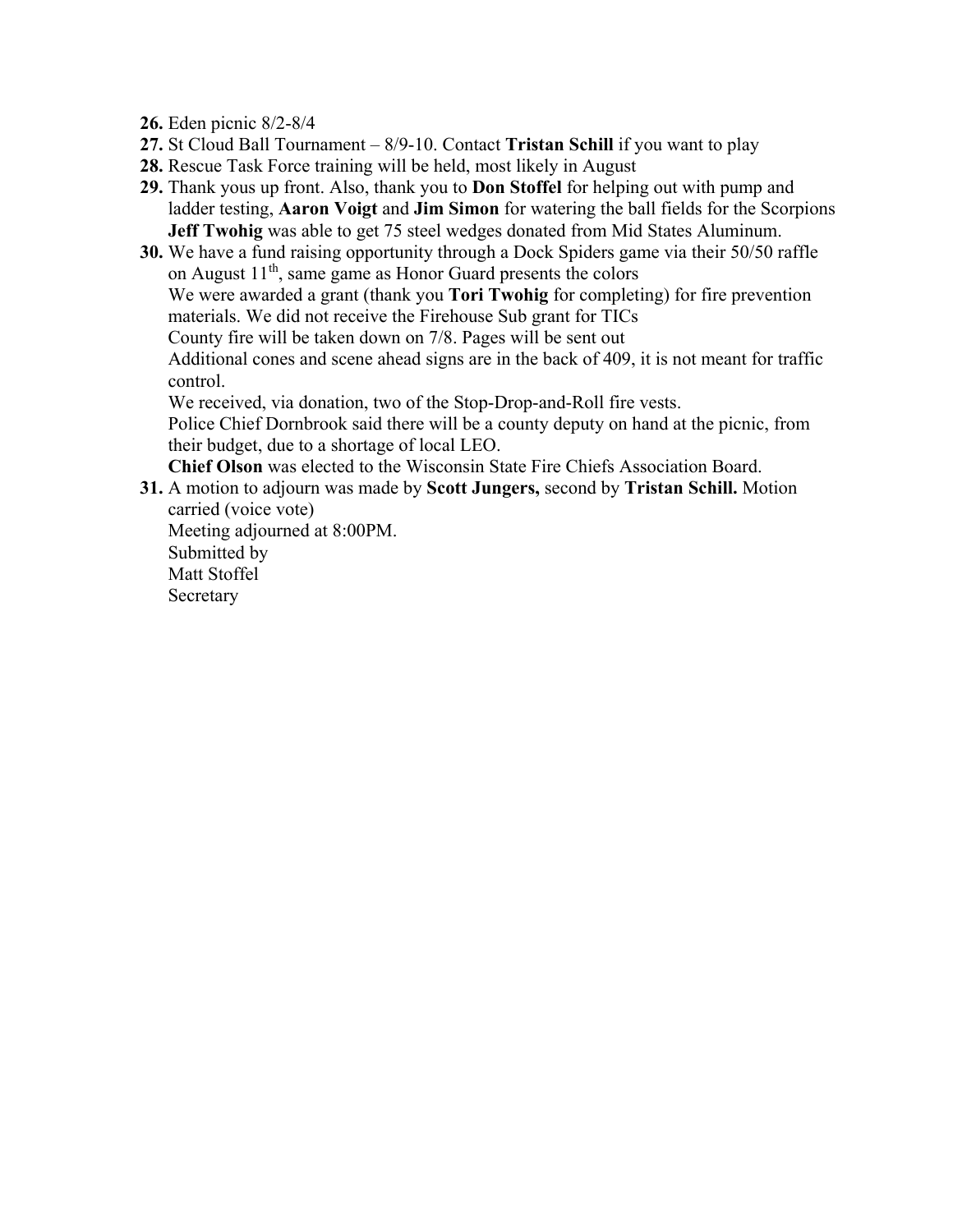**26.** Eden picnic 8/2-8/4

**27.** St Cloud Ball Tournament – 8/9-10. Contact **Tristan Schill** if you want to play

**28.** Rescue Task Force training will be held, most likely in August

**29.** Thank yous up front. Also, thank you to **Don Stoffel** for helping out with pump and ladder testing, **Aaron Voigt** and **Jim Simon** for watering the ball fields for the Scorpions **Jeff Twohig** was able to get 75 steel wedges donated from Mid States Aluminum.

**30.** We have a fund raising opportunity through a Dock Spiders game via their 50/50 raffle on August 11th, same game as Honor Guard presents the colors
We were awarded a grant (thank you **Tori Twohig** for completing) for fire prevention materials. We did not receive the Firehouse Sub grant for TICs
County fire will be taken down on 7/8. Pages will be sent out
Additional cones and scene ahead signs are in the back of 409, it is not meant for traffic control.
We received, via donation, two of the Stop-Drop-and-Roll fire vests.
Police Chief Dornbrook said there will be a county deputy on hand at the picnic, from their budget, due to a shortage of local LEO.
**Chief Olson** was elected to the Wisconsin State Fire Chiefs Association Board.

**31.** A motion to adjourn was made by **Scott Jungers,** second by **Tristan Schill.** Motion carried (voice vote)
Meeting adjourned at 8:00PM.
Submitted by
Matt Stoffel
Secretary